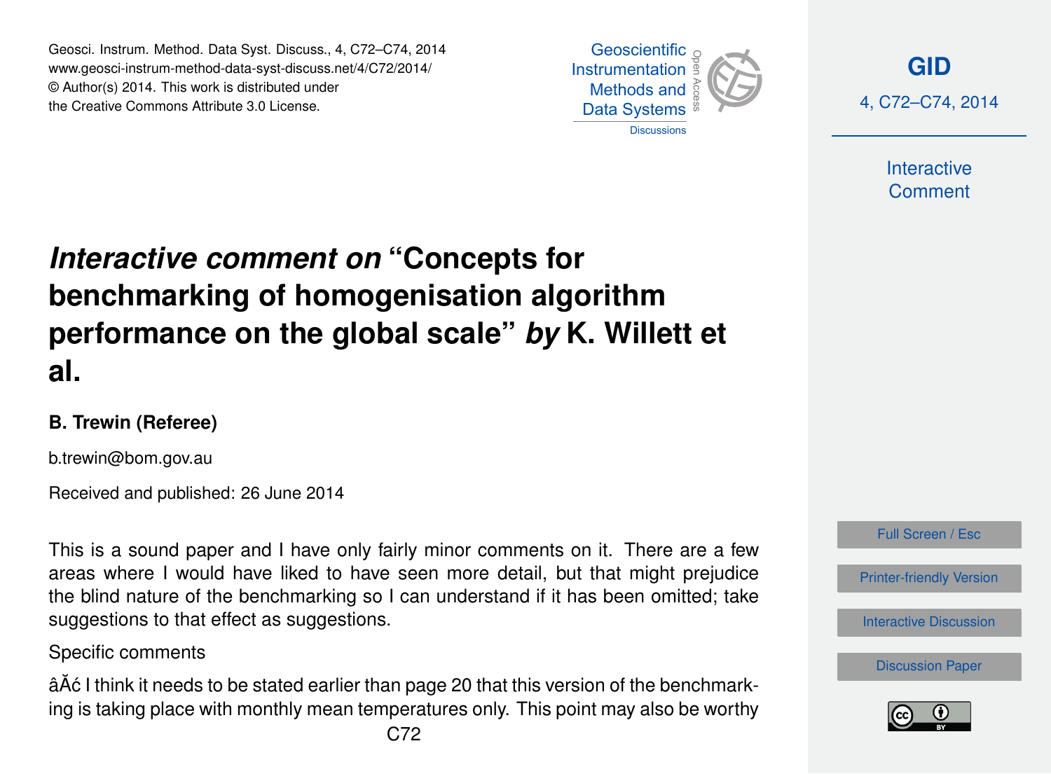# *Interactive comment on* "Concepts for benchmarking of homogenisation algorithm performance on the global scale" *by* K. Willett et al.

**B. Trewin (Referee)**

b.trewin@bom.gov.au

Received and published: 26 June 2014

This is a sound paper and I have only fairly minor comments on it. There are a few areas where I would have liked to have seen more detail, but that might prejudice the blind nature of the benchmarking so I can understand if it has been omitted; take suggestions to that effect as suggestions.

Specific comments

âĂć I think it needs to be stated earlier than page 20 that this version of the benchmarking is taking place with monthly mean temperatures only. This point may also be worthy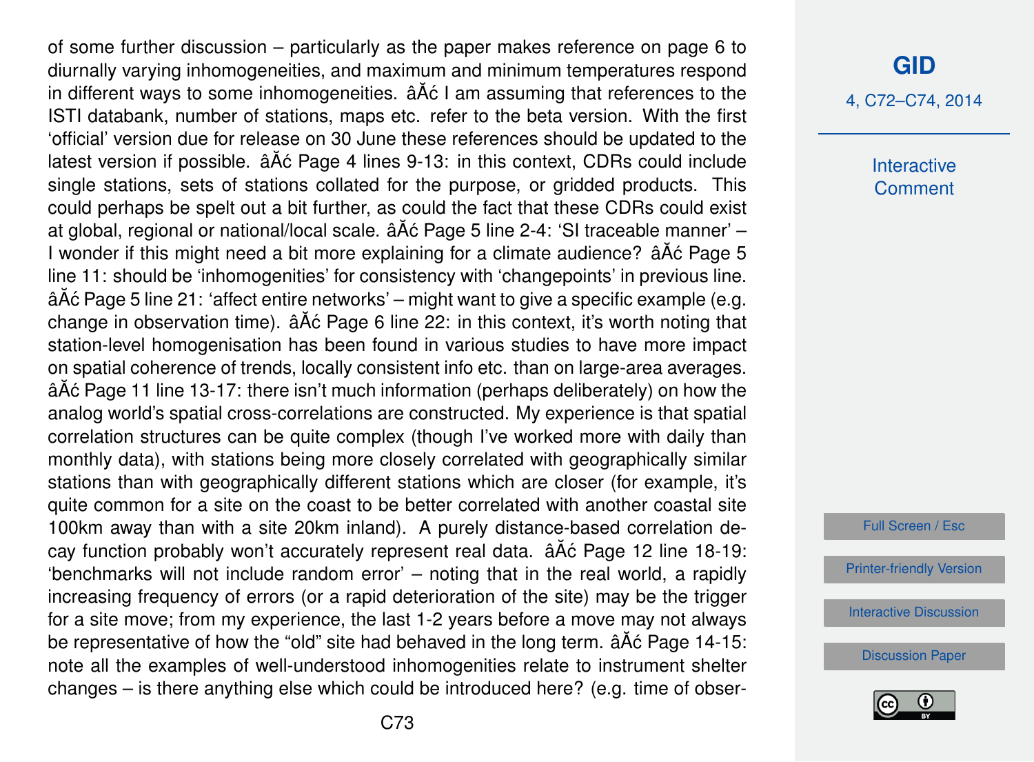of some further discussion – particularly as the paper makes reference on page 6 to diurnally varying inhomogeneities, and maximum and minimum temperatures respond in different ways to some inhomogeneities. âĂć I am assuming that references to the ISTI databank, number of stations, maps etc. refer to the beta version. With the first 'official' version due for release on 30 June these references should be updated to the latest version if possible. âĂć Page 4 lines 9-13: in this context, CDRs could include single stations, sets of stations collated for the purpose, or gridded products. This could perhaps be spelt out a bit further, as could the fact that these CDRs could exist at global, regional or national/local scale. âĂć Page 5 line 2-4: 'SI traceable manner' – I wonder if this might need a bit more explaining for a climate audience? âĂć Page 5 line 11: should be 'inhomogenities' for consistency with 'changepoints' in previous line. âĂć Page 5 line 21: 'affect entire networks' – might want to give a specific example (e.g. change in observation time). âĂć Page 6 line 22: in this context, it's worth noting that station-level homogenisation has been found in various studies to have more impact on spatial coherence of trends, locally consistent info etc. than on large-area averages. âĂć Page 11 line 13-17: there isn't much information (perhaps deliberately) on how the analog world's spatial cross-correlations are constructed. My experience is that spatial correlation structures can be quite complex (though I've worked more with daily than monthly data), with stations being more closely correlated with geographically similar stations than with geographically different stations which are closer (for example, it's quite common for a site on the coast to be better correlated with another coastal site 100km away than with a site 20km inland). A purely distance-based correlation decay function probably won't accurately represent real data. âĂć Page 12 line 18-19: 'benchmarks will not include random error' – noting that in the real world, a rapidly increasing frequency of errors (or a rapid deterioration of the site) may be the trigger for a site move; from my experience, the last 1-2 years before a move may not always be representative of how the "old" site had behaved in the long term. âĂć Page 14-15: note all the examples of well-understood inhomogenities relate to instrument shelter changes – is there anything else which could be introduced here? (e.g. time of obser-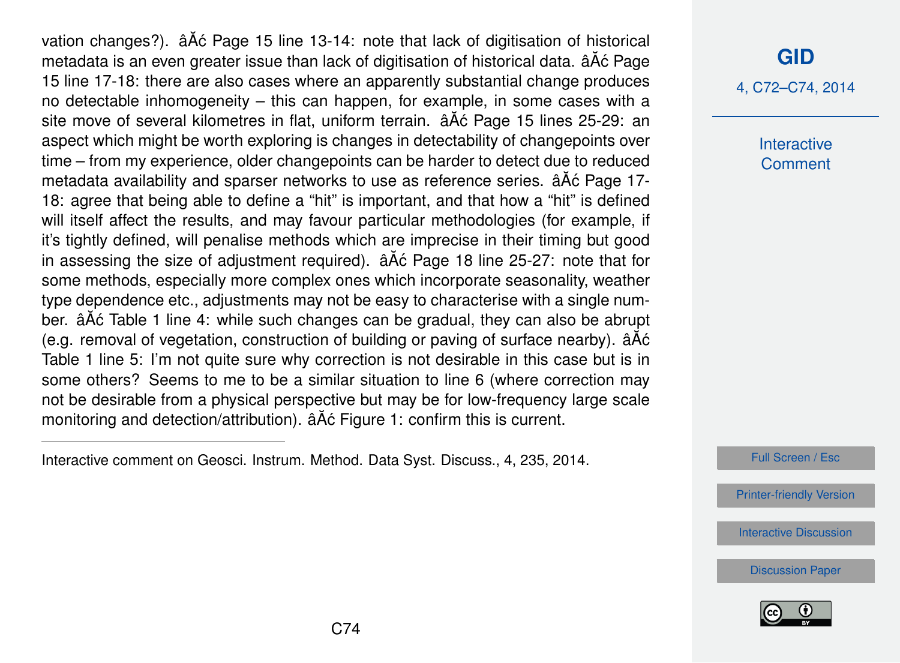vation changes?). âĂć Page 15 line 13-14: note that lack of digitisation of historical metadata is an even greater issue than lack of digitisation of historical data. âĂć Page 15 line 17-18: there are also cases where an apparently substantial change produces no detectable inhomogeneity – this can happen, for example, in some cases with a site move of several kilometres in flat, uniform terrain. âĂć Page 15 lines 25-29: an aspect which might be worth exploring is changes in detectability of changepoints over time – from my experience, older changepoints can be harder to detect due to reduced metadata availability and sparser networks to use as reference series. âĂć Page 17-18: agree that being able to define a "hit" is important, and that how a "hit" is defined will itself affect the results, and may favour particular methodologies (for example, if it's tightly defined, will penalise methods which are imprecise in their timing but good in assessing the size of adjustment required). âĂć Page 18 line 25-27: note that for some methods, especially more complex ones which incorporate seasonality, weather type dependence etc., adjustments may not be easy to characterise with a single number. âĂć Table 1 line 4: while such changes can be gradual, they can also be abrupt (e.g. removal of vegetation, construction of building or paving of surface nearby). âĂć Table 1 line 5: I'm not quite sure why correction is not desirable in this case but is in some others? Seems to me to be a similar situation to line 6 (where correction may not be desirable from a physical perspective but may be for low-frequency large scale monitoring and detection/attribution). âĂć Figure 1: confirm this is current.

---

Interactive comment on Geosci. Instrum. Method. Data Syst. Discuss., 4, 235, 2014.